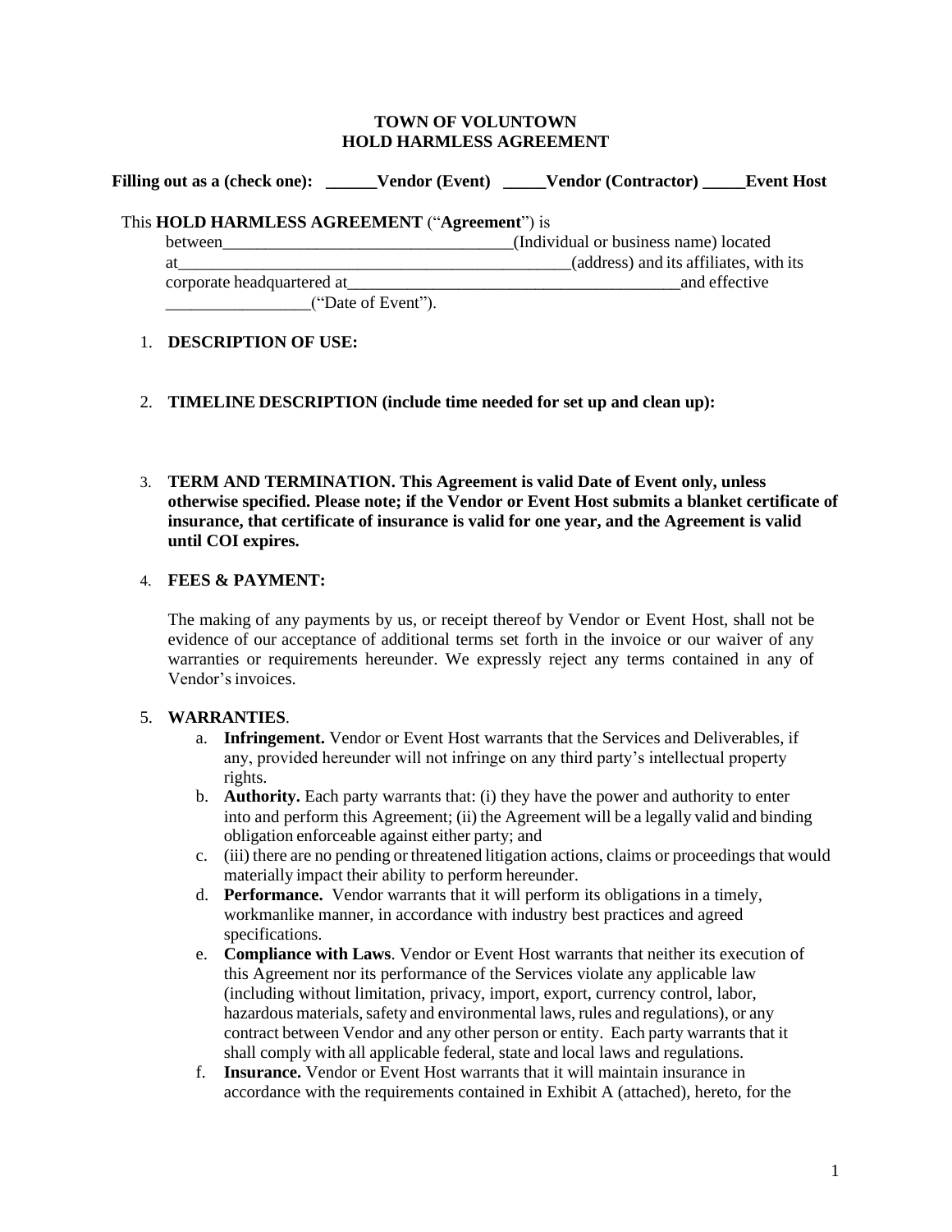# TOWN OF VOLUNTOWN
## HOLD HARMLESS AGREEMENT

**Filling out as a (check one): ______Vendor (Event) _____Vendor (Contractor) _____Event Host**

This **HOLD HARMLESS AGREEMENT** ("**Agreement**") is between___________________________________(Individual or business name) located at________________________________________________(address) and its affiliates, with its corporate headquartered at________________________________________and effective _________________("Date of Event").

1. **DESCRIPTION OF USE:**

2. **TIMELINE DESCRIPTION (include time needed for set up and clean up):**

3. **TERM AND TERMINATION. This Agreement is valid Date of Event only, unless otherwise specified. Please note; if the Vendor or Event Host submits a blanket certificate of insurance, that certificate of insurance is valid for one year, and the Agreement is valid until COI expires.**

4. **FEES & PAYMENT:**

   The making of any payments by us, or receipt thereof by Vendor or Event Host, shall not be evidence of our acceptance of additional terms set forth in the invoice or our waiver of any warranties or requirements hereunder. We expressly reject any terms contained in any of Vendor's invoices.

5. **WARRANTIES**.
   a. **Infringement.** Vendor or Event Host warrants that the Services and Deliverables, if any, provided hereunder will not infringe on any third party's intellectual property rights.
   b. **Authority.** Each party warrants that: (i) they have the power and authority to enter into and perform this Agreement; (ii) the Agreement will be a legally valid and binding obligation enforceable against either party; and
   c. (iii) there are no pending or threatened litigation actions, claims or proceedings that would materially impact their ability to perform hereunder.
   d. **Performance.** Vendor warrants that it will perform its obligations in a timely, workmanlike manner, in accordance with industry best practices and agreed specifications.
   e. **Compliance with Laws**. Vendor or Event Host warrants that neither its execution of this Agreement nor its performance of the Services violate any applicable law (including without limitation, privacy, import, export, currency control, labor, hazardous materials, safety and environmental laws, rules and regulations), or any contract between Vendor and any other person or entity. Each party warrants that it shall comply with all applicable federal, state and local laws and regulations.
   f. **Insurance.** Vendor or Event Host warrants that it will maintain insurance in accordance with the requirements contained in Exhibit A (attached), hereto, for the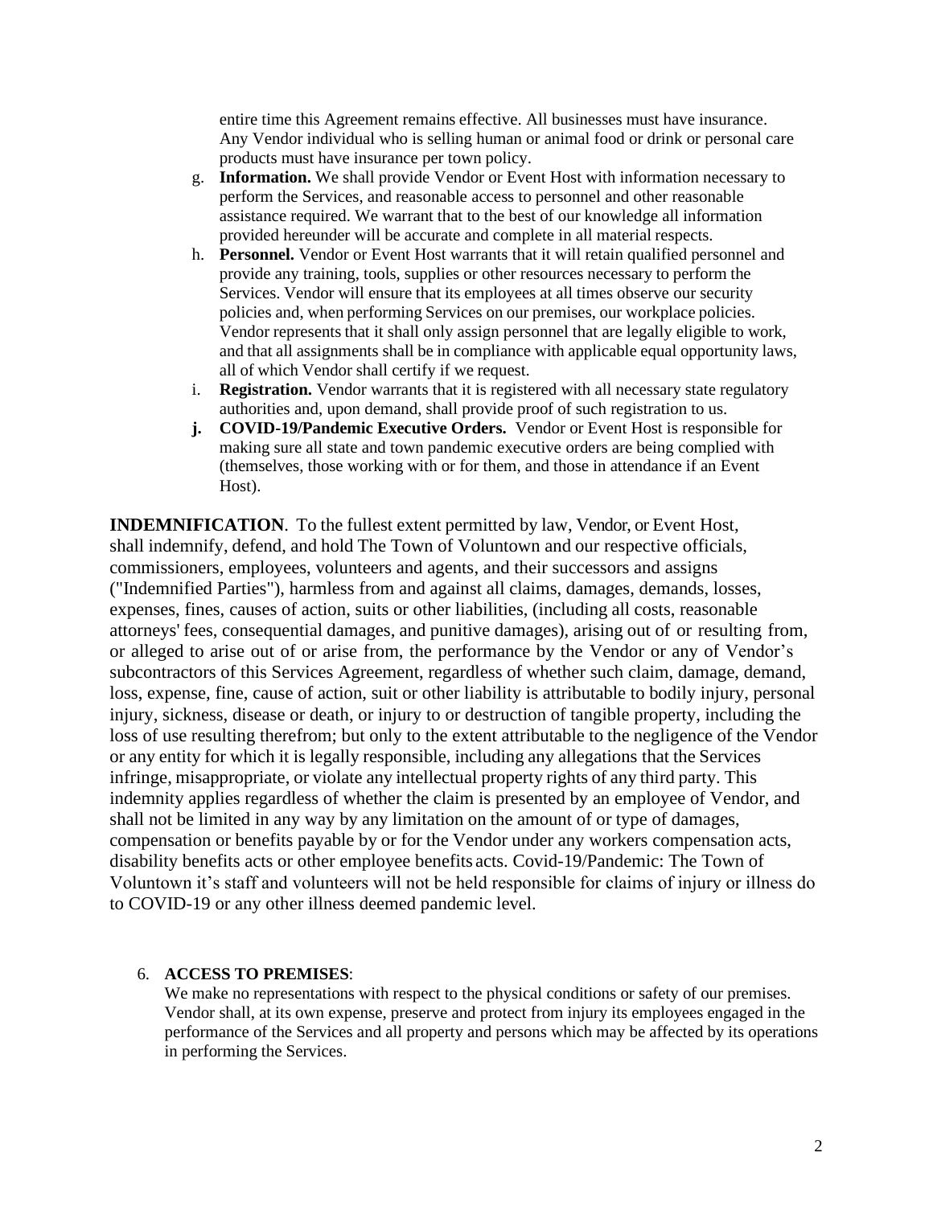entire time this Agreement remains effective. All businesses must have insurance. Any Vendor individual who is selling human or animal food or drink or personal care products must have insurance per town policy.

g. **Information.** We shall provide Vendor or Event Host with information necessary to perform the Services, and reasonable access to personnel and other reasonable assistance required. We warrant that to the best of our knowledge all information provided hereunder will be accurate and complete in all material respects.
h. **Personnel.** Vendor or Event Host warrants that it will retain qualified personnel and provide any training, tools, supplies or other resources necessary to perform the Services. Vendor will ensure that its employees at all times observe our security policies and, when performing Services on our premises, our workplace policies. Vendor represents that it shall only assign personnel that are legally eligible to work, and that all assignments shall be in compliance with applicable equal opportunity laws, all of which Vendor shall certify if we request.
i. **Registration.** Vendor warrants that it is registered with all necessary state regulatory authorities and, upon demand, shall provide proof of such registration to us.
j. **COVID-19/Pandemic Executive Orders.** Vendor or Event Host is responsible for making sure all state and town pandemic executive orders are being complied with (themselves, those working with or for them, and those in attendance if an Event Host).

**INDEMNIFICATION**. To the fullest extent permitted by law, Vendor, or Event Host, shall indemnify, defend, and hold The Town of Voluntown and our respective officials, commissioners, employees, volunteers and agents, and their successors and assigns ("Indemnified Parties"), harmless from and against all claims, damages, demands, losses, expenses, fines, causes of action, suits or other liabilities, (including all costs, reasonable attorneys' fees, consequential damages, and punitive damages), arising out of or resulting from, or alleged to arise out of or arise from, the performance by the Vendor or any of Vendor's subcontractors of this Services Agreement, regardless of whether such claim, damage, demand, loss, expense, fine, cause of action, suit or other liability is attributable to bodily injury, personal injury, sickness, disease or death, or injury to or destruction of tangible property, including the loss of use resulting therefrom; but only to the extent attributable to the negligence of the Vendor or any entity for which it is legally responsible, including any allegations that the Services infringe, misappropriate, or violate any intellectual property rights of any third party. This indemnity applies regardless of whether the claim is presented by an employee of Vendor, and shall not be limited in any way by any limitation on the amount of or type of damages, compensation or benefits payable by or for the Vendor under any workers compensation acts, disability benefits acts or other employee benefits acts. Covid-19/Pandemic: The Town of Voluntown it's staff and volunteers will not be held responsible for claims of injury or illness do to COVID-19 or any other illness deemed pandemic level.

6. **ACCESS TO PREMISES**:
   We make no representations with respect to the physical conditions or safety of our premises. Vendor shall, at its own expense, preserve and protect from injury its employees engaged in the performance of the Services and all property and persons which may be affected by its operations in performing the Services.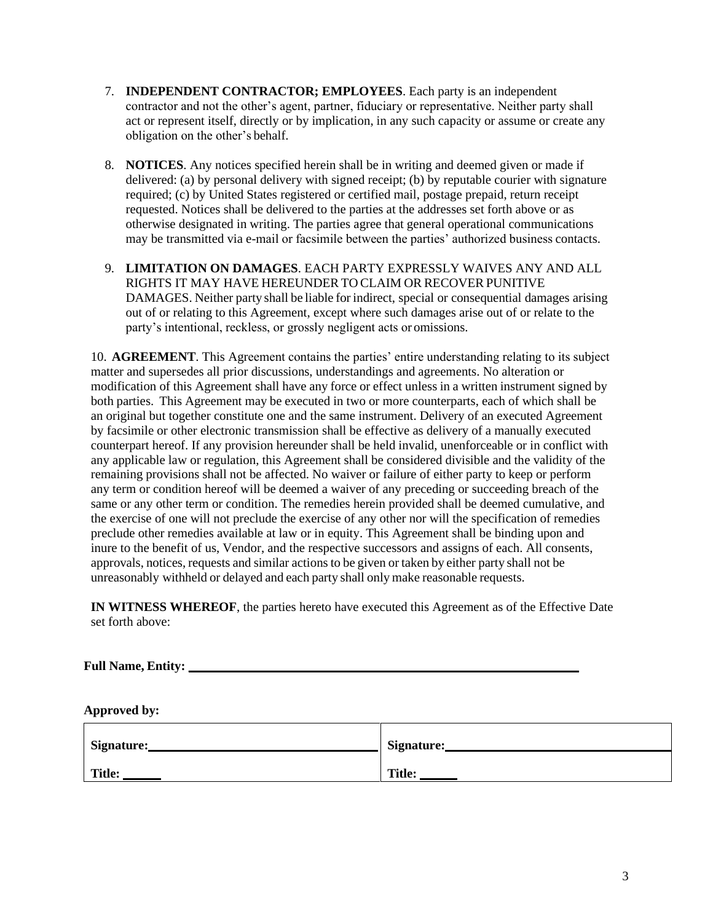7. **INDEPENDENT CONTRACTOR; EMPLOYEES**. Each party is an independent contractor and not the other's agent, partner, fiduciary or representative. Neither party shall act or represent itself, directly or by implication, in any such capacity or assume or create any obligation on the other's behalf.

8. **NOTICES**. Any notices specified herein shall be in writing and deemed given or made if delivered: (a) by personal delivery with signed receipt; (b) by reputable courier with signature required; (c) by United States registered or certified mail, postage prepaid, return receipt requested. Notices shall be delivered to the parties at the addresses set forth above or as otherwise designated in writing. The parties agree that general operational communications may be transmitted via e-mail or facsimile between the parties' authorized business contacts.

9. **LIMITATION ON DAMAGES**. EACH PARTY EXPRESSLY WAIVES ANY AND ALL RIGHTS IT MAY HAVE HEREUNDER TO CLAIM OR RECOVER PUNITIVE DAMAGES. Neither party shall be liable for indirect, special or consequential damages arising out of or relating to this Agreement, except where such damages arise out of or relate to the party's intentional, reckless, or grossly negligent acts or omissions.

10. **AGREEMENT**. This Agreement contains the parties' entire understanding relating to its subject matter and supersedes all prior discussions, understandings and agreements. No alteration or modification of this Agreement shall have any force or effect unless in a written instrument signed by both parties. This Agreement may be executed in two or more counterparts, each of which shall be an original but together constitute one and the same instrument. Delivery of an executed Agreement by facsimile or other electronic transmission shall be effective as delivery of a manually executed counterpart hereof. If any provision hereunder shall be held invalid, unenforceable or in conflict with any applicable law or regulation, this Agreement shall be considered divisible and the validity of the remaining provisions shall not be affected. No waiver or failure of either party to keep or perform any term or condition hereof will be deemed a waiver of any preceding or succeeding breach of the same or any other term or condition. The remedies herein provided shall be deemed cumulative, and the exercise of one will not preclude the exercise of any other nor will the specification of remedies preclude other remedies available at law or in equity. This Agreement shall be binding upon and inure to the benefit of us, Vendor, and the respective successors and assigns of each. All consents, approvals, notices, requests and similar actions to be given or taken by either party shall not be unreasonably withheld or delayed and each party shall only make reasonable requests.

**IN WITNESS WHEREOF**, the parties hereto have executed this Agreement as of the Effective Date set forth above:

**Full Name, Entity:** ______________________________________________

**Approved by:**

| **Signature:** ______________________ | **Signature:** ______________________ |
|---|---|
| **Title:** ______ | **Title:** ______ |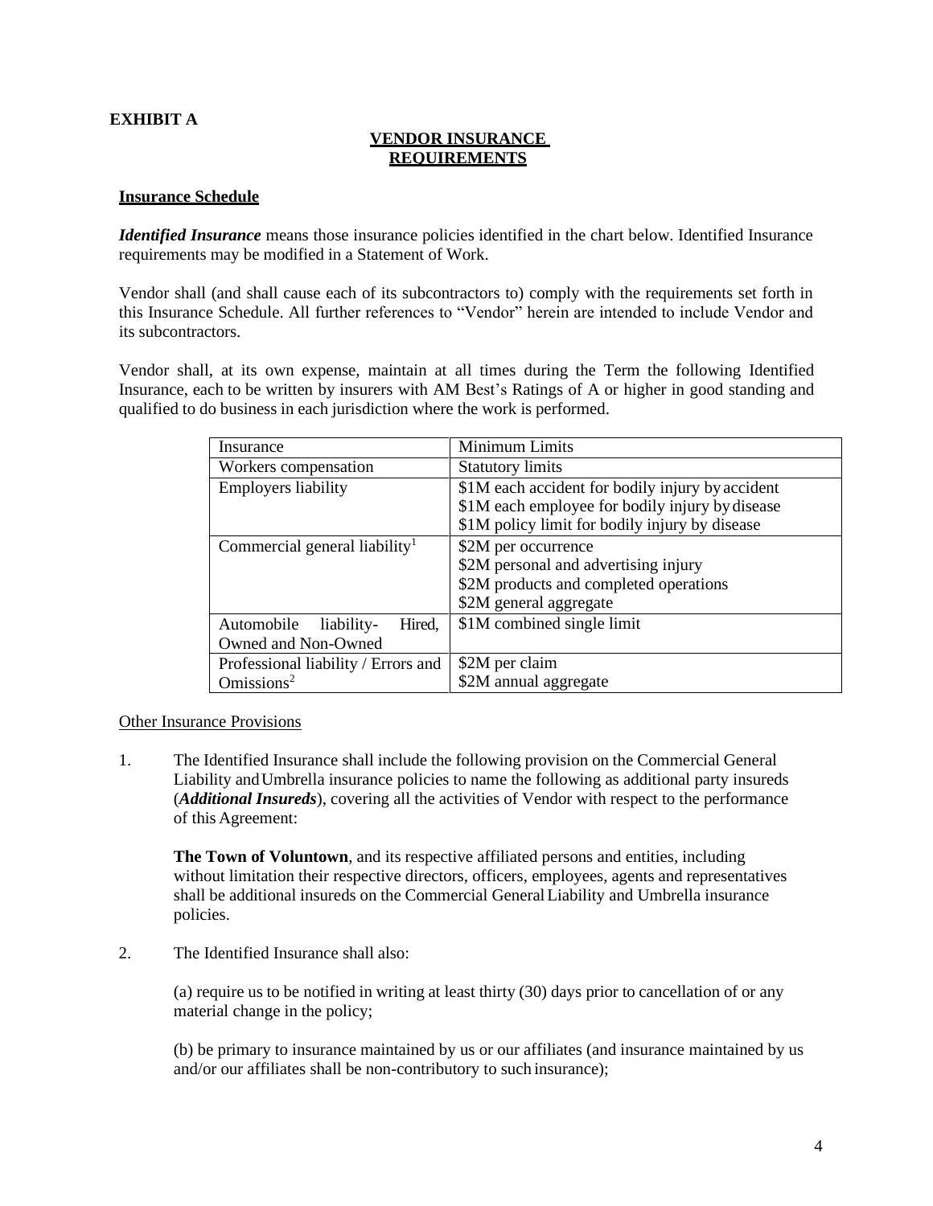**EXHIBIT A**

## VENDOR INSURANCE REQUIREMENTS

### Insurance Schedule

***Identified Insurance*** means those insurance policies identified in the chart below. Identified Insurance requirements may be modified in a Statement of Work.

Vendor shall (and shall cause each of its subcontractors to) comply with the requirements set forth in this Insurance Schedule. All further references to "Vendor" herein are intended to include Vendor and its subcontractors.

Vendor shall, at its own expense, maintain at all times during the Term the following Identified Insurance, each to be written by insurers with AM Best's Ratings of A or higher in good standing and qualified to do business in each jurisdiction where the work is performed.

| Insurance | Minimum Limits |
|---|---|
| Workers compensation | Statutory limits |
| Employers liability | \$1M each accident for bodily injury by accident<br>\$1M each employee for bodily injury by disease<br>\$1M policy limit for bodily injury by disease |
| Commercial general liability[1] | \$2M per occurrence<br>\$2M personal and advertising injury<br>\$2M products and completed operations<br>\$2M general aggregate |
| Automobile liability- Hired, Owned and Non-Owned | \$1M combined single limit |
| Professional liability / Errors and Omissions[2] | \$2M per claim<br>\$2M annual aggregate |

Other Insurance Provisions

1. The Identified Insurance shall include the following provision on the Commercial General Liability and Umbrella insurance policies to name the following as additional party insureds (***Additional Insureds***), covering all the activities of Vendor with respect to the performance of this Agreement:

   **The Town of Voluntown**, and its respective affiliated persons and entities, including without limitation their respective directors, officers, employees, agents and representatives shall be additional insureds on the Commercial General Liability and Umbrella insurance policies.

2. The Identified Insurance shall also:

   (a) require us to be notified in writing at least thirty (30) days prior to cancellation of or any material change in the policy;

   (b) be primary to insurance maintained by us or our affiliates (and insurance maintained by us and/or our affiliates shall be non-contributory to such insurance);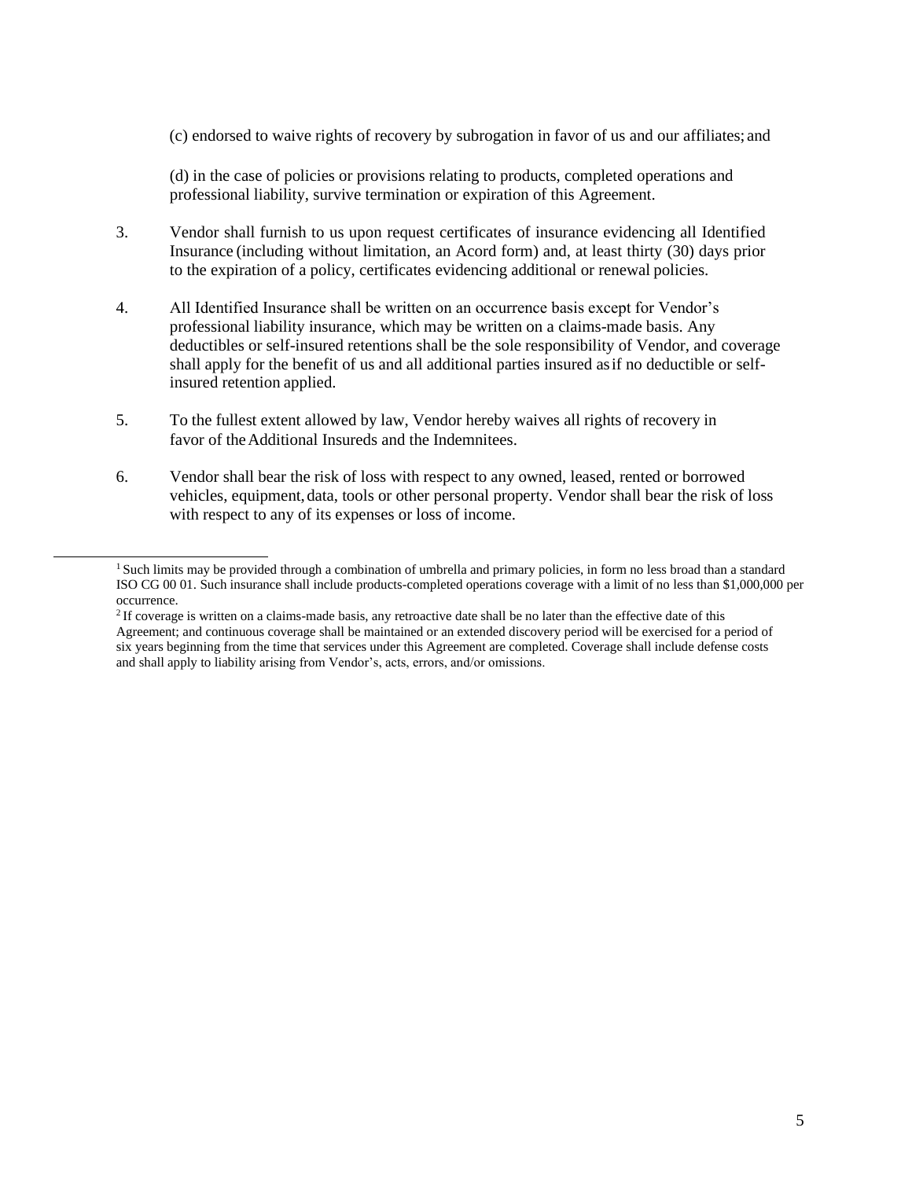(c) endorsed to waive rights of recovery by subrogation in favor of us and our affiliates; and

(d) in the case of policies or provisions relating to products, completed operations and professional liability, survive termination or expiration of this Agreement.

3. Vendor shall furnish to us upon request certificates of insurance evidencing all Identified Insurance (including without limitation, an Acord form) and, at least thirty (30) days prior to the expiration of a policy, certificates evidencing additional or renewal policies.

4. All Identified Insurance shall be written on an occurrence basis except for Vendor's professional liability insurance, which may be written on a claims-made basis. Any deductibles or self-insured retentions shall be the sole responsibility of Vendor, and coverage shall apply for the benefit of us and all additional parties insured as if no deductible or self-insured retention applied.

5. To the fullest extent allowed by law, Vendor hereby waives all rights of recovery in favor of the Additional Insureds and the Indemnitees.

6. Vendor shall bear the risk of loss with respect to any owned, leased, rented or borrowed vehicles, equipment, data, tools or other personal property. Vendor shall bear the risk of loss with respect to any of its expenses or loss of income.

---

[1] Such limits may be provided through a combination of umbrella and primary policies, in form no less broad than a standard ISO CG 00 01. Such insurance shall include products-completed operations coverage with a limit of no less than $1,000,000 per occurrence.

[2] If coverage is written on a claims-made basis, any retroactive date shall be no later than the effective date of this Agreement; and continuous coverage shall be maintained or an extended discovery period will be exercised for a period of six years beginning from the time that services under this Agreement are completed. Coverage shall include defense costs and shall apply to liability arising from Vendor's, acts, errors, and/or omissions.